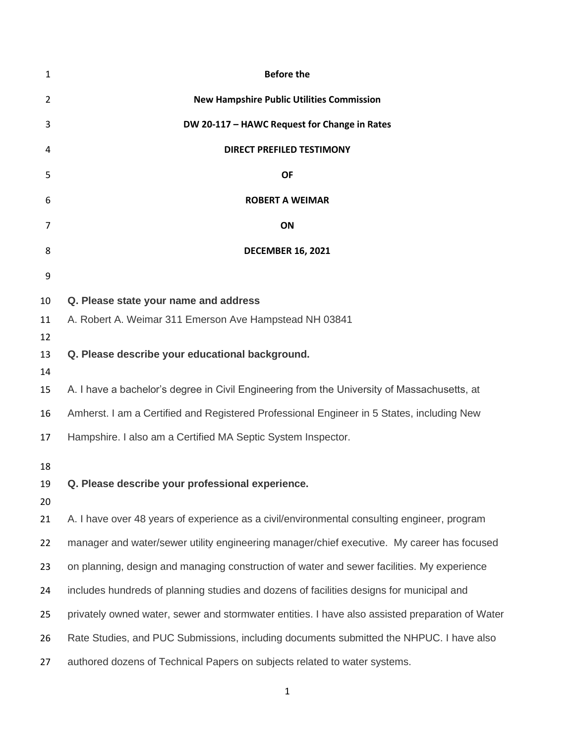**Before the**

**New Hampshire Public Utilities Commission**

**DW 20-117 – HAWC Request for Change in Rates**

**DIRECT PREFILED TESTIMONY**

**OF**

**ROBERT A WEIMAR**

**ON**

**DECEMBER 16, 2021**

**Q. Please state your name and address**

A. Robert A. Weimar 311 Emerson Ave Hampstead NH 03841

**Q. Please describe your educational background.**

A. I have a bachelor's degree in Civil Engineering from the University of Massachusetts, at Amherst. I am a Certified and Registered Professional Engineer in 5 States, including New Hampshire. I also am a Certified MA Septic System Inspector.

**Q. Please describe your professional experience.**

A. I have over 48 years of experience as a civil/environmental consulting engineer, program manager and water/sewer utility engineering manager/chief executive. My career has focused on planning, design and managing construction of water and sewer facilities. My experience includes hundreds of planning studies and dozens of facilities designs for municipal and privately owned water, sewer and stormwater entities. I have also assisted preparation of Water Rate Studies, and PUC Submissions, including documents submitted the NHPUC. I have also authored dozens of Technical Papers on subjects related to water systems.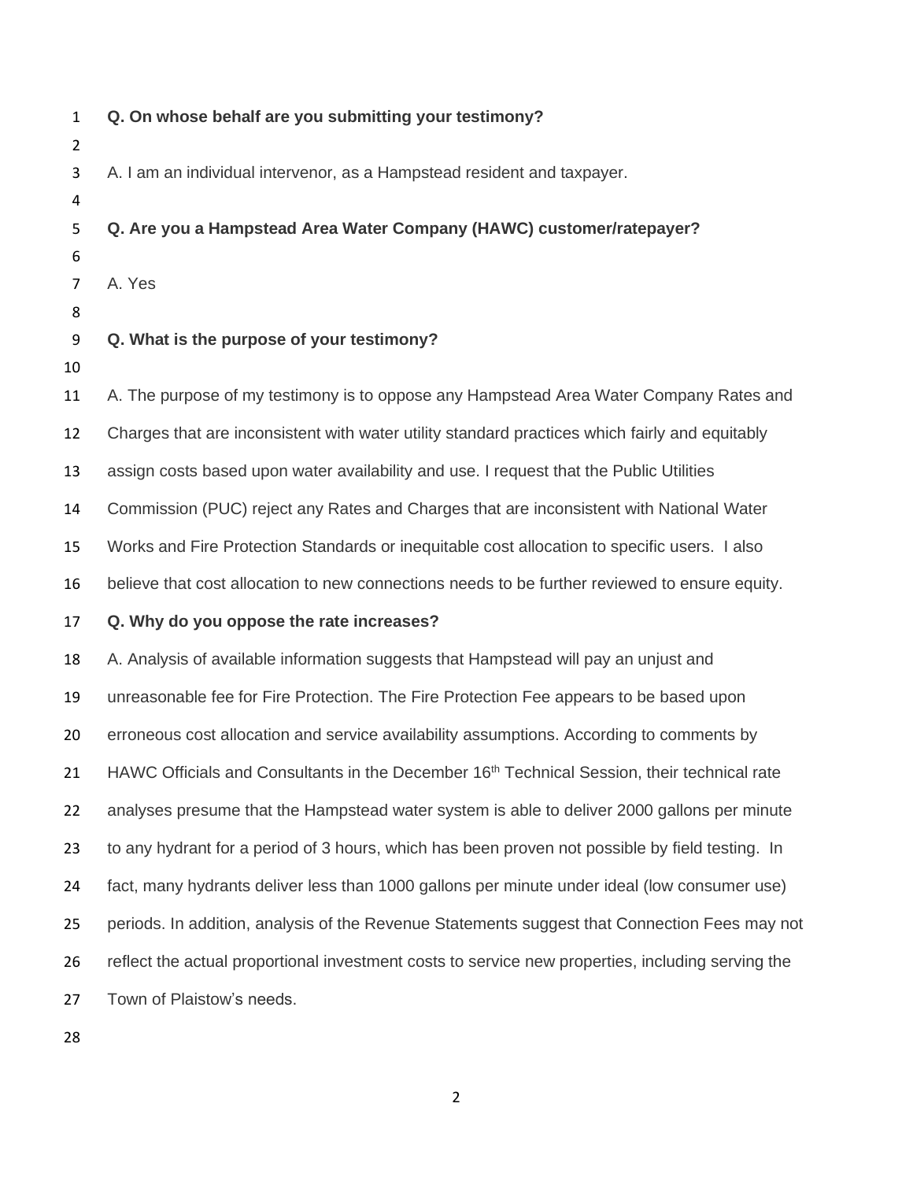**Q. On whose behalf are you submitting your testimony?**

A. I am an individual intervenor, as a Hampstead resident and taxpayer.

**Q. Are you a Hampstead Area Water Company (HAWC) customer/ratepayer?**

A. Yes

**Q. What is the purpose of your testimony?**

A. The purpose of my testimony is to oppose any Hampstead Area Water Company Rates and Charges that are inconsistent with water utility standard practices which fairly and equitably assign costs based upon water availability and use. I request that the Public Utilities Commission (PUC) reject any Rates and Charges that are inconsistent with National Water Works and Fire Protection Standards or inequitable cost allocation to specific users. I also believe that cost allocation to new connections needs to be further reviewed to ensure equity.

**Q. Why do you oppose the rate increases?**

A. Analysis of available information suggests that Hampstead will pay an unjust and unreasonable fee for Fire Protection. The Fire Protection Fee appears to be based upon erroneous cost allocation and service availability assumptions. According to comments by HAWC Officials and Consultants in the December 16th Technical Session, their technical rate analyses presume that the Hampstead water system is able to deliver 2000 gallons per minute to any hydrant for a period of 3 hours, which has been proven not possible by field testing. In fact, many hydrants deliver less than 1000 gallons per minute under ideal (low consumer use) periods. In addition, analysis of the Revenue Statements suggest that Connection Fees may not reflect the actual proportional investment costs to service new properties, including serving the Town of Plaistow's needs.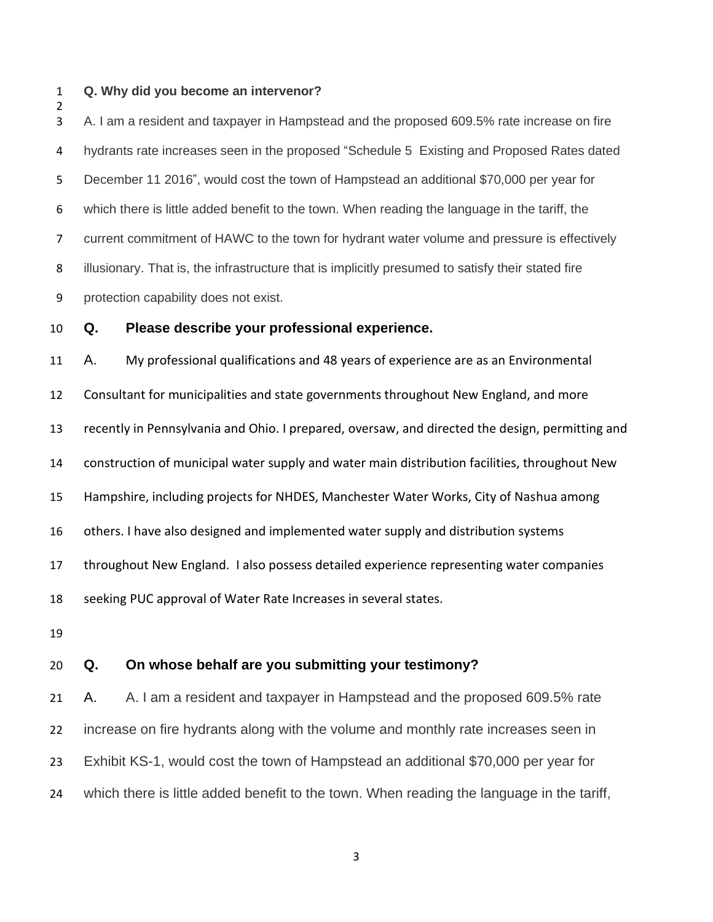**Q. Why did you become an intervenor?**

A. I am a resident and taxpayer in Hampstead and the proposed 609.5% rate increase on fire hydrants rate increases seen in the proposed "Schedule 5 Existing and Proposed Rates dated December 11 2016", would cost the town of Hampstead an additional $70,000 per year for which there is little added benefit to the town. When reading the language in the tariff, the current commitment of HAWC to the town for hydrant water volume and pressure is effectively illusionary. That is, the infrastructure that is implicitly presumed to satisfy their stated fire protection capability does not exist.

**Q. Please describe your professional experience.**

A. My professional qualifications and 48 years of experience are as an Environmental Consultant for municipalities and state governments throughout New England, and more recently in Pennsylvania and Ohio. I prepared, oversaw, and directed the design, permitting and construction of municipal water supply and water main distribution facilities, throughout New Hampshire, including projects for NHDES, Manchester Water Works, City of Nashua among others. I have also designed and implemented water supply and distribution systems throughout New England. I also possess detailed experience representing water companies seeking PUC approval of Water Rate Increases in several states.

**Q. On whose behalf are you submitting your testimony?**

A. A. I am a resident and taxpayer in Hampstead and the proposed 609.5% rate increase on fire hydrants along with the volume and monthly rate increases seen in Exhibit KS-1, would cost the town of Hampstead an additional $70,000 per year for which there is little added benefit to the town. When reading the language in the tariff,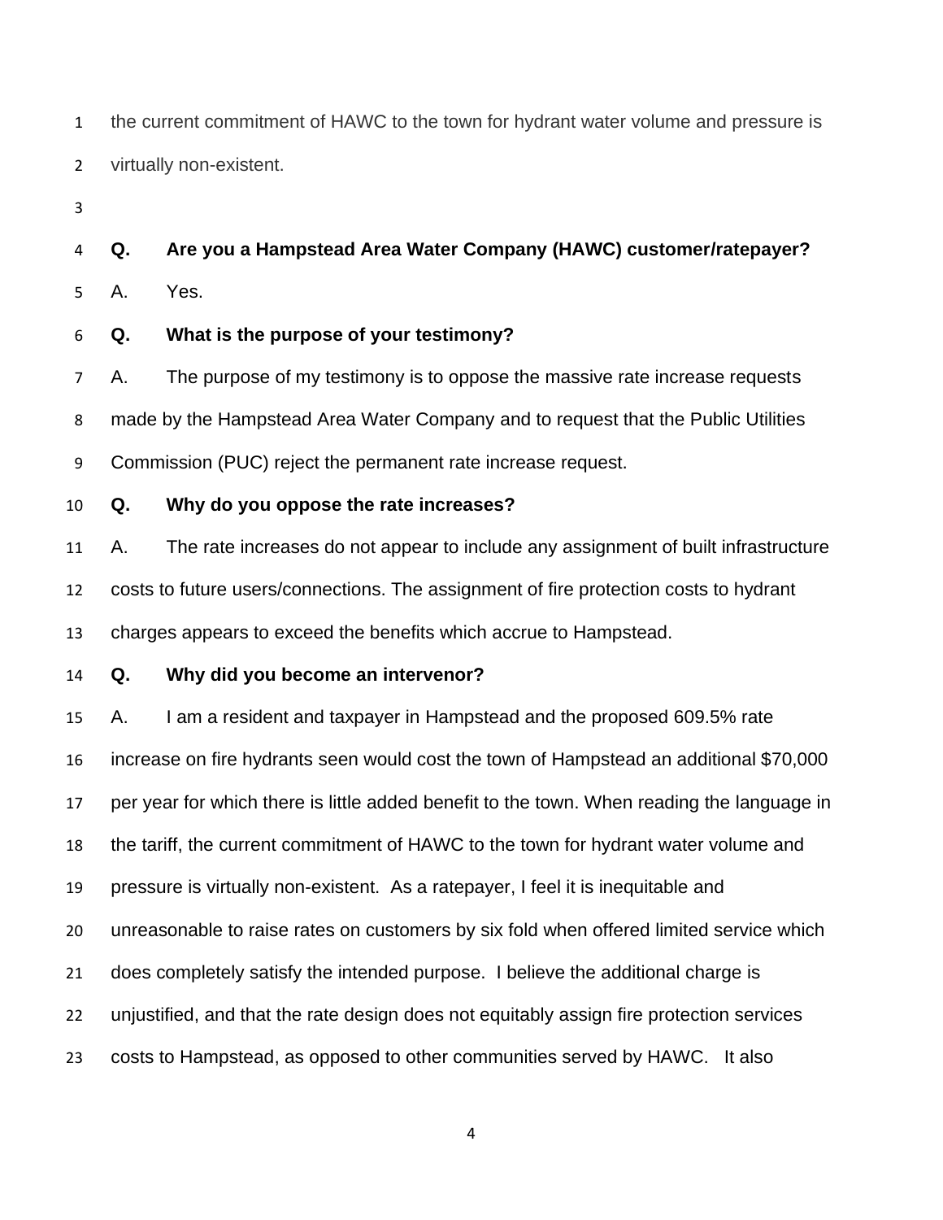the current commitment of HAWC to the town for hydrant water volume and pressure is virtually non-existent.

**Q. Are you a Hampstead Area Water Company (HAWC) customer/ratepayer?**

A. Yes.

**Q. What is the purpose of your testimony?**

A. The purpose of my testimony is to oppose the massive rate increase requests made by the Hampstead Area Water Company and to request that the Public Utilities Commission (PUC) reject the permanent rate increase request.

**Q. Why do you oppose the rate increases?**

A. The rate increases do not appear to include any assignment of built infrastructure costs to future users/connections. The assignment of fire protection costs to hydrant charges appears to exceed the benefits which accrue to Hampstead.

**Q. Why did you become an intervenor?**

A. I am a resident and taxpayer in Hampstead and the proposed 609.5% rate increase on fire hydrants seen would cost the town of Hampstead an additional $70,000 per year for which there is little added benefit to the town. When reading the language in the tariff, the current commitment of HAWC to the town for hydrant water volume and pressure is virtually non-existent. As a ratepayer, I feel it is inequitable and unreasonable to raise rates on customers by six fold when offered limited service which does completely satisfy the intended purpose. I believe the additional charge is unjustified, and that the rate design does not equitably assign fire protection services costs to Hampstead, as opposed to other communities served by HAWC. It also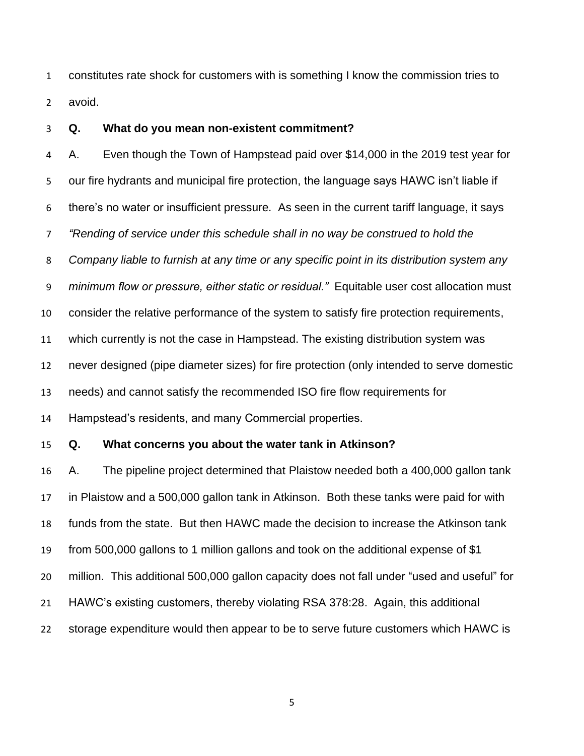constitutes rate shock for customers with is something I know the commission tries to avoid.

**Q. What do you mean non-existent commitment?**

A. Even though the Town of Hampstead paid over $14,000 in the 2019 test year for our fire hydrants and municipal fire protection, the language says HAWC isn't liable if there's no water or insufficient pressure. As seen in the current tariff language, it says *"Rending of service under this schedule shall in no way be construed to hold the Company liable to furnish at any time or any specific point in its distribution system any minimum flow or pressure, either static or residual."* Equitable user cost allocation must consider the relative performance of the system to satisfy fire protection requirements, which currently is not the case in Hampstead. The existing distribution system was never designed (pipe diameter sizes) for fire protection (only intended to serve domestic needs) and cannot satisfy the recommended ISO fire flow requirements for Hampstead's residents, and many Commercial properties.

**Q. What concerns you about the water tank in Atkinson?**

A. The pipeline project determined that Plaistow needed both a 400,000 gallon tank in Plaistow and a 500,000 gallon tank in Atkinson. Both these tanks were paid for with funds from the state. But then HAWC made the decision to increase the Atkinson tank from 500,000 gallons to 1 million gallons and took on the additional expense of $1 million. This additional 500,000 gallon capacity does not fall under "used and useful" for HAWC's existing customers, thereby violating RSA 378:28. Again, this additional storage expenditure would then appear to be to serve future customers which HAWC is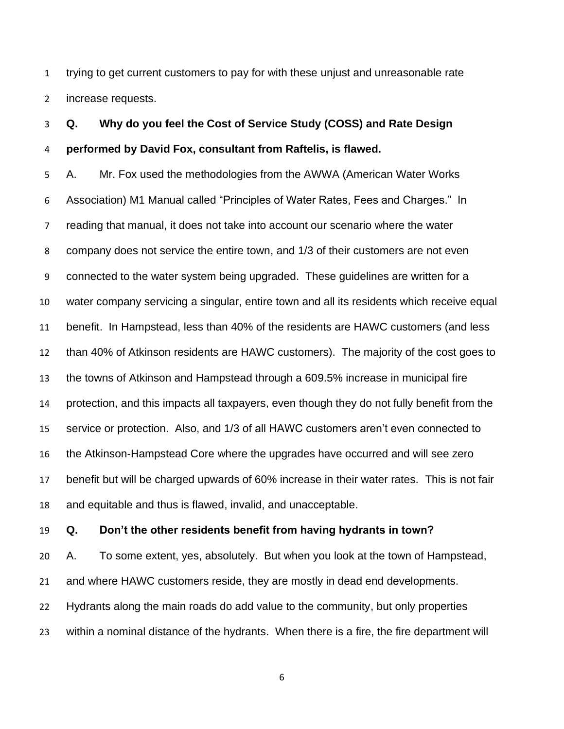trying to get current customers to pay for with these unjust and unreasonable rate increase requests.

**Q. Why do you feel the Cost of Service Study (COSS) and Rate Design performed by David Fox, consultant from Raftelis, is flawed.**

A. Mr. Fox used the methodologies from the AWWA (American Water Works Association) M1 Manual called "Principles of Water Rates, Fees and Charges." In reading that manual, it does not take into account our scenario where the water company does not service the entire town, and 1/3 of their customers are not even connected to the water system being upgraded. These guidelines are written for a water company servicing a singular, entire town and all its residents which receive equal benefit. In Hampstead, less than 40% of the residents are HAWC customers (and less than 40% of Atkinson residents are HAWC customers). The majority of the cost goes to the towns of Atkinson and Hampstead through a 609.5% increase in municipal fire protection, and this impacts all taxpayers, even though they do not fully benefit from the service or protection. Also, and 1/3 of all HAWC customers aren't even connected to the Atkinson-Hampstead Core where the upgrades have occurred and will see zero benefit but will be charged upwards of 60% increase in their water rates. This is not fair and equitable and thus is flawed, invalid, and unacceptable.

**Q. Don't the other residents benefit from having hydrants in town?**

A. To some extent, yes, absolutely. But when you look at the town of Hampstead, and where HAWC customers reside, they are mostly in dead end developments. Hydrants along the main roads do add value to the community, but only properties within a nominal distance of the hydrants. When there is a fire, the fire department will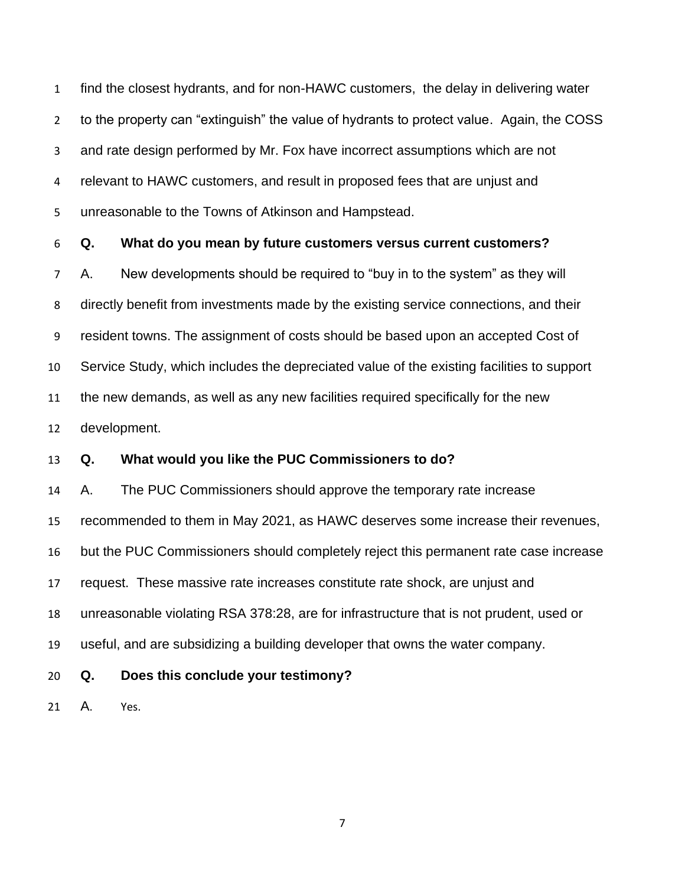find the closest hydrants, and for non-HAWC customers, the delay in delivering water to the property can "extinguish" the value of hydrants to protect value. Again, the COSS and rate design performed by Mr. Fox have incorrect assumptions which are not relevant to HAWC customers, and result in proposed fees that are unjust and unreasonable to the Towns of Atkinson and Hampstead.

**Q. What do you mean by future customers versus current customers?**

A. New developments should be required to "buy in to the system" as they will directly benefit from investments made by the existing service connections, and their resident towns. The assignment of costs should be based upon an accepted Cost of Service Study, which includes the depreciated value of the existing facilities to support the new demands, as well as any new facilities required specifically for the new development.

**Q. What would you like the PUC Commissioners to do?**

A. The PUC Commissioners should approve the temporary rate increase recommended to them in May 2021, as HAWC deserves some increase their revenues, but the PUC Commissioners should completely reject this permanent rate case increase request. These massive rate increases constitute rate shock, are unjust and unreasonable violating RSA 378:28, are for infrastructure that is not prudent, used or useful, and are subsidizing a building developer that owns the water company.

**Q. Does this conclude your testimony?**

A. Yes.